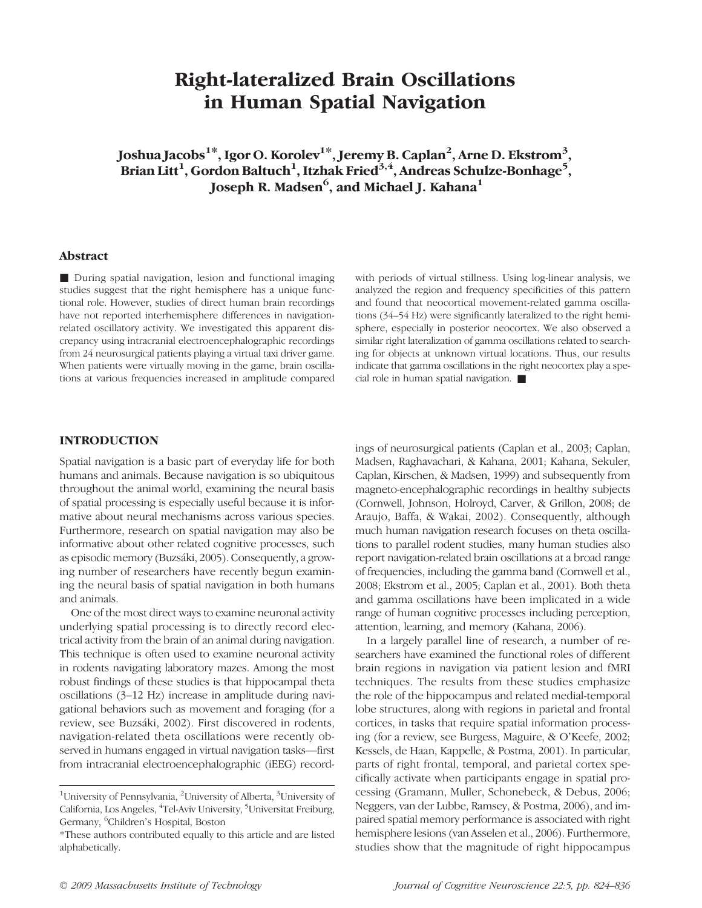# Right-lateralized Brain Oscillations in Human Spatial Navigation

**Joshua Jacobs[1*], Igor O. Korolev[1*], Jeremy B. Caplan[2], Arne D. Ekstrom[3], Brian Litt[1], Gordon Baltuch[1], Itzhak Fried[3,4], Andreas Schulze-Bonhage[5], Joseph R. Madsen[6], and Michael J. Kahana[1]**

## Abstract

■ During spatial navigation, lesion and functional imaging studies suggest that the right hemisphere has a unique functional role. However, studies of direct human brain recordings have not reported interhemisphere differences in navigation-related oscillatory activity. We investigated this apparent discrepancy using intracranial electroencephalographic recordings from 24 neurosurgical patients playing a virtual taxi driver game. When patients were virtually moving in the game, brain oscillations at various frequencies increased in amplitude compared with periods of virtual stillness. Using log-linear analysis, we analyzed the region and frequency specificities of this pattern and found that neocortical movement-related gamma oscillations (34–54 Hz) were significantly lateralized to the right hemisphere, especially in posterior neocortex. We also observed a similar right lateralization of gamma oscillations related to searching for objects at unknown virtual locations. Thus, our results indicate that gamma oscillations in the right neocortex play a special role in human spatial navigation. ■

## INTRODUCTION

Spatial navigation is a basic part of everyday life for both humans and animals. Because navigation is so ubiquitous throughout the animal world, examining the neural basis of spatial processing is especially useful because it is informative about neural mechanisms across various species. Furthermore, research on spatial navigation may also be informative about other related cognitive processes, such as episodic memory (Buzsáki, 2005). Consequently, a growing number of researchers have recently begun examining the neural basis of spatial navigation in both humans and animals.

One of the most direct ways to examine neuronal activity underlying spatial processing is to directly record electrical activity from the brain of an animal during navigation. This technique is often used to examine neuronal activity in rodents navigating laboratory mazes. Among the most robust findings of these studies is that hippocampal theta oscillations (3–12 Hz) increase in amplitude during navigational behaviors such as movement and foraging (for a review, see Buzsáki, 2002). First discovered in rodents, navigation-related theta oscillations were recently observed in humans engaged in virtual navigation tasks—first from intracranial electroencephalographic (iEEG) recordings of neurosurgical patients (Caplan et al., 2003; Caplan, Madsen, Raghavachari, & Kahana, 2001; Kahana, Sekuler, Caplan, Kirschen, & Madsen, 1999) and subsequently from magneto-encephalographic recordings in healthy subjects (Cornwell, Johnson, Holroyd, Carver, & Grillon, 2008; de Araujo, Baffa, & Wakai, 2002). Consequently, although much human navigation research focuses on theta oscillations to parallel rodent studies, many human studies also report navigation-related brain oscillations at a broad range of frequencies, including the gamma band (Cornwell et al., 2008; Ekstrom et al., 2005; Caplan et al., 2001). Both theta and gamma oscillations have been implicated in a wide range of human cognitive processes including perception, attention, learning, and memory (Kahana, 2006).

In a largely parallel line of research, a number of researchers have examined the functional roles of different brain regions in navigation via patient lesion and fMRI techniques. The results from these studies emphasize the role of the hippocampus and related medial-temporal lobe structures, along with regions in parietal and frontal cortices, in tasks that require spatial information processing (for a review, see Burgess, Maguire, & O'Keefe, 2002; Kessels, de Haan, Kappelle, & Postma, 2001). In particular, parts of right frontal, temporal, and parietal cortex specifically activate when participants engage in spatial processing (Gramann, Muller, Schonebeck, & Debus, 2006; Neggers, van der Lubbe, Ramsey, & Postma, 2006), and impaired spatial memory performance is associated with right hemisphere lesions (van Asselen et al., 2006). Furthermore, studies show that the magnitude of right hippocampus

[1]University of Pennsylvania, [2]University of Alberta, [3]University of California, Los Angeles, [4]Tel-Aviv University, [5]Universitat Freiburg, Germany, [6]Children's Hospital, Boston

*These authors contributed equally to this article and are listed alphabetically.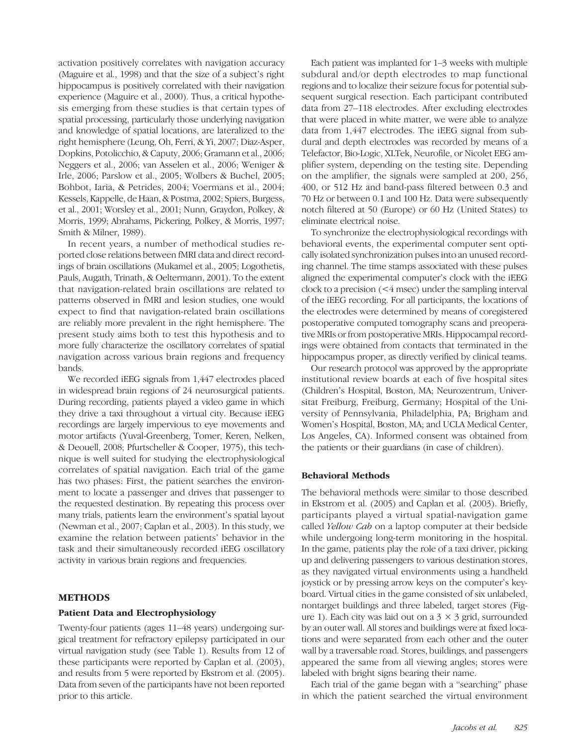activation positively correlates with navigation accuracy (Maguire et al., 1998) and that the size of a subject's right hippocampus is positively correlated with their navigation experience (Maguire et al., 2000). Thus, a critical hypothesis emerging from these studies is that certain types of spatial processing, particularly those underlying navigation and knowledge of spatial locations, are lateralized to the right hemisphere (Leung, Oh, Ferri, & Yi, 2007; Diaz-Asper, Dopkins, Potolicchio, & Caputy, 2006; Gramann et al., 2006; Neggers et al., 2006; van Asselen et al., 2006; Weniger & Irle, 2006; Parslow et al., 2005; Wolbers & Buchel, 2005; Bohbot, Iaria, & Petrides, 2004; Voermans et al., 2004; Kessels, Kappelle, de Haan, & Postma, 2002; Spiers, Burgess, et al., 2001; Worsley et al., 2001; Nunn, Graydon, Polkey, & Morris, 1999; Abrahams, Pickering, Polkey, & Morris, 1997; Smith & Milner, 1989).

In recent years, a number of methodical studies reported close relations between fMRI data and direct recordings of brain oscillations (Mukamel et al., 2005; Logothetis, Pauls, Augath, Trinath, & Oeltermann, 2001). To the extent that navigation-related brain oscillations are related to patterns observed in fMRI and lesion studies, one would expect to find that navigation-related brain oscillations are reliably more prevalent in the right hemisphere. The present study aims both to test this hypothesis and to more fully characterize the oscillatory correlates of spatial navigation across various brain regions and frequency bands.

We recorded iEEG signals from 1,447 electrodes placed in widespread brain regions of 24 neurosurgical patients. During recording, patients played a video game in which they drive a taxi throughout a virtual city. Because iEEG recordings are largely impervious to eye movements and motor artifacts (Yuval-Greenberg, Tomer, Keren, Nelken, & Deouell, 2008; Pfurtscheller & Cooper, 1975), this technique is well suited for studying the electrophysiological correlates of spatial navigation. Each trial of the game has two phases: First, the patient searches the environment to locate a passenger and drives that passenger to the requested destination. By repeating this process over many trials, patients learn the environment's spatial layout (Newman et al., 2007; Caplan et al., 2003). In this study, we examine the relation between patients' behavior in the task and their simultaneously recorded iEEG oscillatory activity in various brain regions and frequencies.

## METHODS

### Patient Data and Electrophysiology

Twenty-four patients (ages 11–48 years) undergoing surgical treatment for refractory epilepsy participated in our virtual navigation study (see Table 1). Results from 12 of these participants were reported by Caplan et al. (2003), and results from 5 were reported by Ekstrom et al. (2005). Data from seven of the participants have not been reported prior to this article.

Each patient was implanted for 1–3 weeks with multiple subdural and/or depth electrodes to map functional regions and to localize their seizure focus for potential subsequent surgical resection. Each participant contributed data from 27–118 electrodes. After excluding electrodes that were placed in white matter, we were able to analyze data from 1,447 electrodes. The iEEG signal from subdural and depth electrodes was recorded by means of a Telefactor, Bio-Logic, XLTek, Neurofile, or Nicolet EEG amplifier system, depending on the testing site. Depending on the amplifier, the signals were sampled at 200, 256, 400, or 512 Hz and band-pass filtered between 0.3 and 70 Hz or between 0.1 and 100 Hz. Data were subsequently notch filtered at 50 (Europe) or 60 Hz (United States) to eliminate electrical noise.

To synchronize the electrophysiological recordings with behavioral events, the experimental computer sent optically isolated synchronization pulses into an unused recording channel. The time stamps associated with these pulses aligned the experimental computer's clock with the iEEG clock to a precision (<4 msec) under the sampling interval of the iEEG recording. For all participants, the locations of the electrodes were determined by means of coregistered postoperative computed tomography scans and preoperative MRIs or from postoperative MRIs. Hippocampal recordings were obtained from contacts that terminated in the hippocampus proper, as directly verified by clinical teams.

Our research protocol was approved by the appropriate institutional review boards at each of five hospital sites (Children's Hospital, Boston, MA; Neurozentrum, Universitat Freiburg, Freiburg, Germany; Hospital of the University of Pennsylvania, Philadelphia, PA; Brigham and Women's Hospital, Boston, MA; and UCLA Medical Center, Los Angeles, CA). Informed consent was obtained from the patients or their guardians (in case of children).

### Behavioral Methods

The behavioral methods were similar to those described in Ekstrom et al. (2005) and Caplan et al. (2003). Briefly, participants played a virtual spatial-navigation game called *Yellow Cab* on a laptop computer at their bedside while undergoing long-term monitoring in the hospital. In the game, patients play the role of a taxi driver, picking up and delivering passengers to various destination stores, as they navigated virtual environments using a handheld joystick or by pressing arrow keys on the computer's keyboard. Virtual cities in the game consisted of six unlabeled, nontarget buildings and three labeled, target stores (Figure 1). Each city was laid out on a 3 × 3 grid, surrounded by an outer wall. All stores and buildings were at fixed locations and were separated from each other and the outer wall by a traversable road. Stores, buildings, and passengers appeared the same from all viewing angles; stores were labeled with bright signs bearing their name.

Each trial of the game began with a "searching" phase in which the patient searched the virtual environment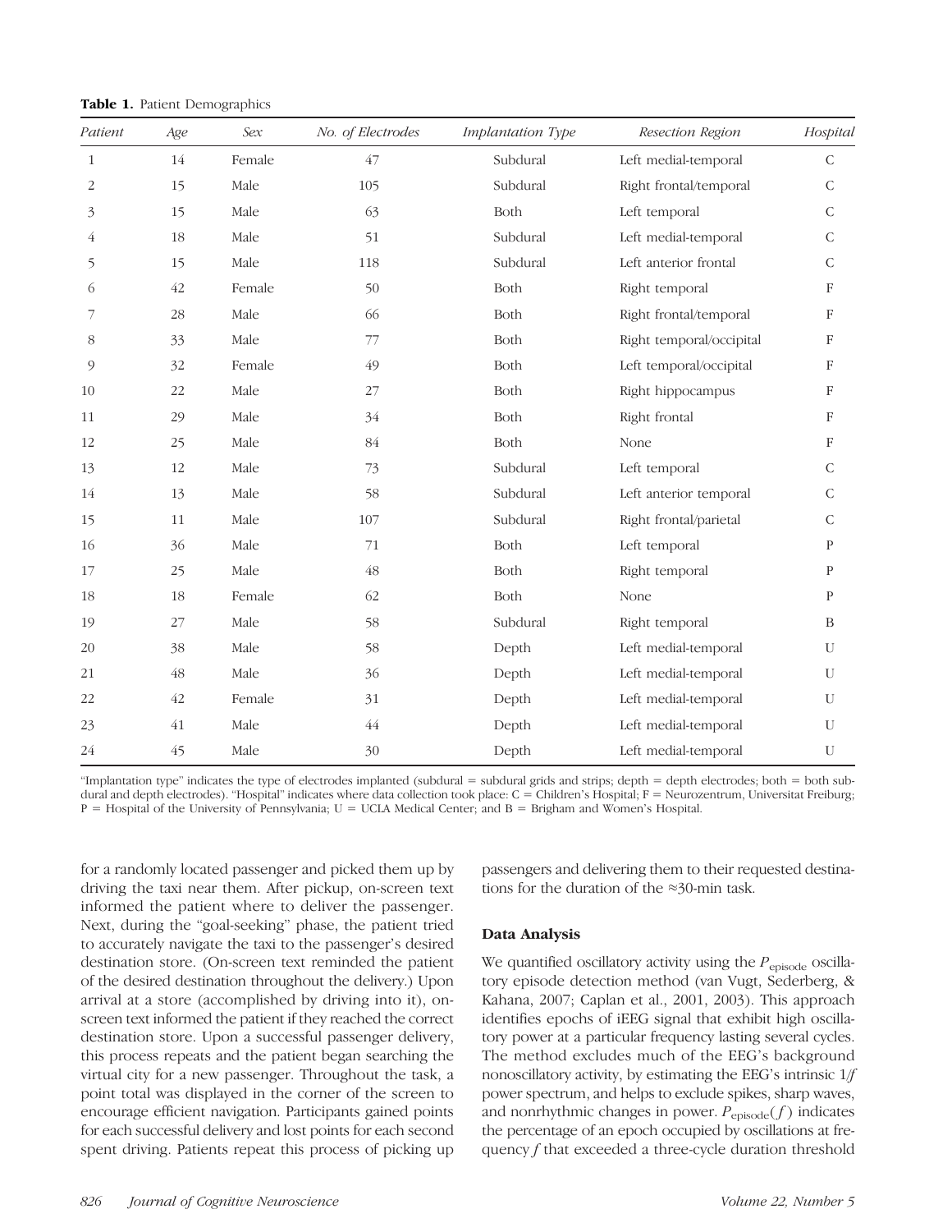**Table 1.** Patient Demographics

| *Patient* | *Age* | *Sex* | *No. of Electrodes* | *Implantation Type* | *Resection Region* | *Hospital* |
|---|---|---|---|---|---|---|
| 1 | 14 | Female | 47 | Subdural | Left medial-temporal | C |
| 2 | 15 | Male | 105 | Subdural | Right frontal/temporal | C |
| 3 | 15 | Male | 63 | Both | Left temporal | C |
| 4 | 18 | Male | 51 | Subdural | Left medial-temporal | C |
| 5 | 15 | Male | 118 | Subdural | Left anterior frontal | C |
| 6 | 42 | Female | 50 | Both | Right temporal | F |
| 7 | 28 | Male | 66 | Both | Right frontal/temporal | F |
| 8 | 33 | Male | 77 | Both | Right temporal/occipital | F |
| 9 | 32 | Female | 49 | Both | Left temporal/occipital | F |
| 10 | 22 | Male | 27 | Both | Right hippocampus | F |
| 11 | 29 | Male | 34 | Both | Right frontal | F |
| 12 | 25 | Male | 84 | Both | None | F |
| 13 | 12 | Male | 73 | Subdural | Left temporal | C |
| 14 | 13 | Male | 58 | Subdural | Left anterior temporal | C |
| 15 | 11 | Male | 107 | Subdural | Right frontal/parietal | C |
| 16 | 36 | Male | 71 | Both | Left temporal | P |
| 17 | 25 | Male | 48 | Both | Right temporal | P |
| 18 | 18 | Female | 62 | Both | None | P |
| 19 | 27 | Male | 58 | Subdural | Right temporal | B |
| 20 | 38 | Male | 58 | Depth | Left medial-temporal | U |
| 21 | 48 | Male | 36 | Depth | Left medial-temporal | U |
| 22 | 42 | Female | 31 | Depth | Left medial-temporal | U |
| 23 | 41 | Male | 44 | Depth | Left medial-temporal | U |
| 24 | 45 | Male | 30 | Depth | Left medial-temporal | U |

"Implantation type" indicates the type of electrodes implanted (subdural = subdural grids and strips; depth = depth electrodes; both = both subdural and depth electrodes). "Hospital" indicates where data collection took place: C = Children's Hospital; F = Neurozentrum, Universitat Freiburg; P = Hospital of the University of Pennsylvania; U = UCLA Medical Center; and B = Brigham and Women's Hospital.

for a randomly located passenger and picked them up by driving the taxi near them. After pickup, on-screen text informed the patient where to deliver the passenger. Next, during the "goal-seeking" phase, the patient tried to accurately navigate the taxi to the passenger's desired destination store. (On-screen text reminded the patient of the desired destination throughout the delivery.) Upon arrival at a store (accomplished by driving into it), on-screen text informed the patient if they reached the correct destination store. Upon a successful passenger delivery, this process repeats and the patient began searching the virtual city for a new passenger. Throughout the task, a point total was displayed in the corner of the screen to encourage efficient navigation. Participants gained points for each successful delivery and lost points for each second spent driving. Patients repeat this process of picking up passengers and delivering them to their requested destinations for the duration of the ≈30-min task.

### Data Analysis

We quantified oscillatory activity using the $P_{\text{episode}}$ oscillatory episode detection method (van Vugt, Sederberg, & Kahana, 2007; Caplan et al., 2001, 2003). This approach identifies epochs of iEEG signal that exhibit high oscillatory power at a particular frequency lasting several cycles. The method excludes much of the EEG's background nonoscillatory activity, by estimating the EEG's intrinsic $1/f$ power spectrum, and helps to exclude spikes, sharp waves, and nonrhythmic changes in power. $P_{\text{episode}}(f)$ indicates the percentage of an epoch occupied by oscillations at frequency $f$ that exceeded a three-cycle duration threshold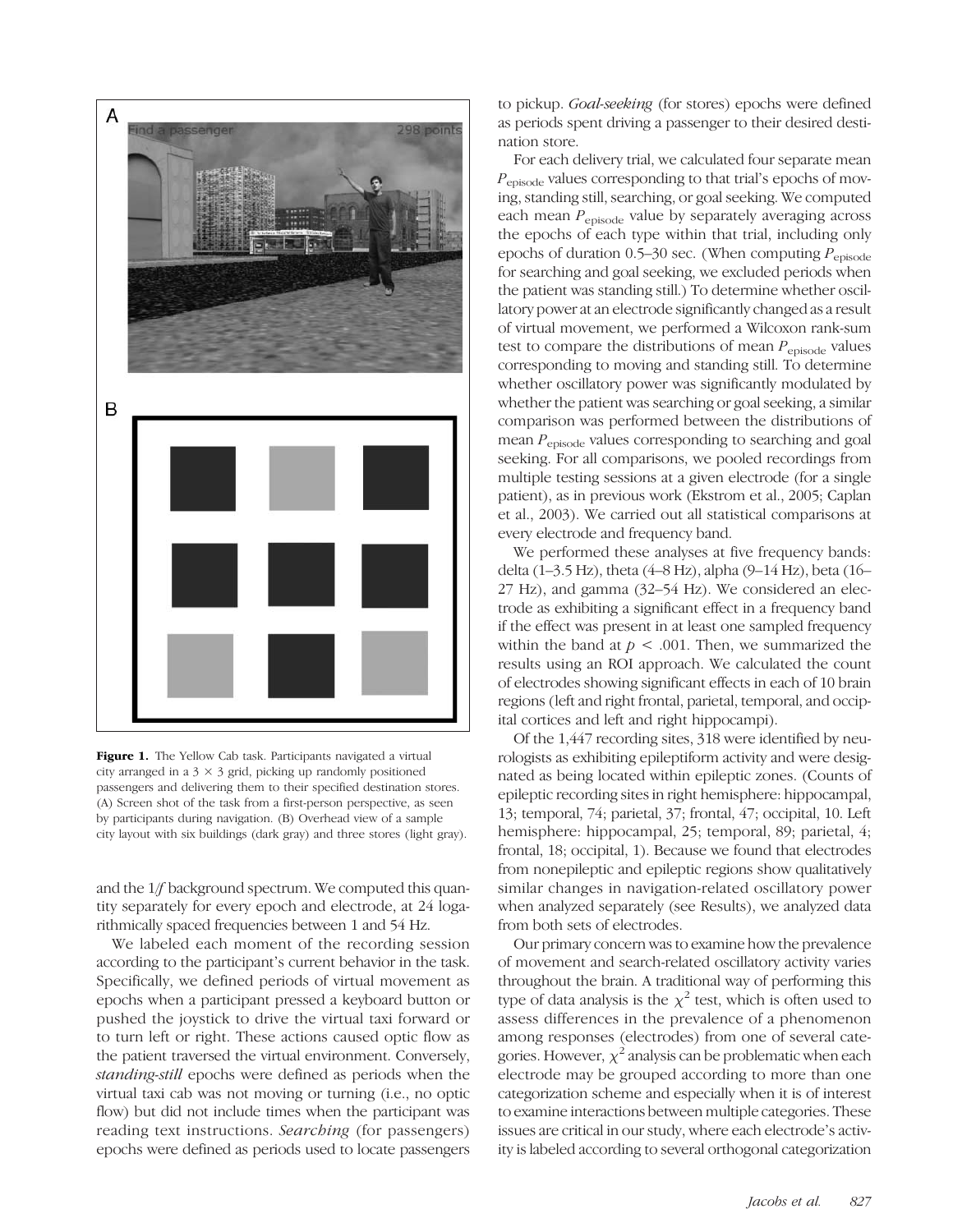**Figure 1.** The Yellow Cab task. Participants navigated a virtual city arranged in a $3 \times 3$ grid, picking up randomly positioned passengers and delivering them to their specified destination stores. (A) Screen shot of the task from a first-person perspective, as seen by participants during navigation. (B) Overhead view of a sample city layout with six buildings (dark gray) and three stores (light gray).

and the $1/f$ background spectrum. We computed this quantity separately for every epoch and electrode, at 24 logarithmically spaced frequencies between 1 and 54 Hz.

We labeled each moment of the recording session according to the participant's current behavior in the task. Specifically, we defined periods of virtual movement as epochs when a participant pressed a keyboard button or pushed the joystick to drive the virtual taxi forward or to turn left or right. These actions caused optic flow as the patient traversed the virtual environment. Conversely, *standing-still* epochs were defined as periods when the virtual taxi cab was not moving or turning (i.e., no optic flow) but did not include times when the participant was reading text instructions. *Searching* (for passengers) epochs were defined as periods used to locate passengers to pickup. *Goal-seeking* (for stores) epochs were defined as periods spent driving a passenger to their desired destination store.

For each delivery trial, we calculated four separate mean $P_{\text{episode}}$ values corresponding to that trial's epochs of moving, standing still, searching, or goal seeking. We computed each mean $P_{\text{episode}}$ value by separately averaging across the epochs of each type within that trial, including only epochs of duration 0.5–30 sec. (When computing $P_{\text{episode}}$ for searching and goal seeking, we excluded periods when the patient was standing still.) To determine whether oscillatory power at an electrode significantly changed as a result of virtual movement, we performed a Wilcoxon rank-sum test to compare the distributions of mean $P_{\text{episode}}$ values corresponding to moving and standing still. To determine whether oscillatory power was significantly modulated by whether the patient was searching or goal seeking, a similar comparison was performed between the distributions of mean $P_{\text{episode}}$ values corresponding to searching and goal seeking. For all comparisons, we pooled recordings from multiple testing sessions at a given electrode (for a single patient), as in previous work (Ekstrom et al., 2005; Caplan et al., 2003). We carried out all statistical comparisons at every electrode and frequency band.

We performed these analyses at five frequency bands: delta (1–3.5 Hz), theta (4–8 Hz), alpha (9–14 Hz), beta (16–27 Hz), and gamma (32–54 Hz). We considered an electrode as exhibiting a significant effect in a frequency band if the effect was present in at least one sampled frequency within the band at $p < .001$. Then, we summarized the results using an ROI approach. We calculated the count of electrodes showing significant effects in each of 10 brain regions (left and right frontal, parietal, temporal, and occipital cortices and left and right hippocampi).

Of the 1,447 recording sites, 318 were identified by neurologists as exhibiting epileptiform activity and were designated as being located within epileptic zones. (Counts of epileptic recording sites in right hemisphere: hippocampal, 13; temporal, 74; parietal, 37; frontal, 47; occipital, 10. Left hemisphere: hippocampal, 25; temporal, 89; parietal, 4; frontal, 18; occipital, 1). Because we found that electrodes from nonepileptic and epileptic regions show qualitatively similar changes in navigation-related oscillatory power when analyzed separately (see Results), we analyzed data from both sets of electrodes.

Our primary concern was to examine how the prevalence of movement and search-related oscillatory activity varies throughout the brain. A traditional way of performing this type of data analysis is the $\chi^2$ test, which is often used to assess differences in the prevalence of a phenomenon among responses (electrodes) from one of several categories. However, $\chi^2$ analysis can be problematic when each electrode may be grouped according to more than one categorization scheme and especially when it is of interest to examine interactions between multiple categories. These issues are critical in our study, where each electrode's activity is labeled according to several orthogonal categorization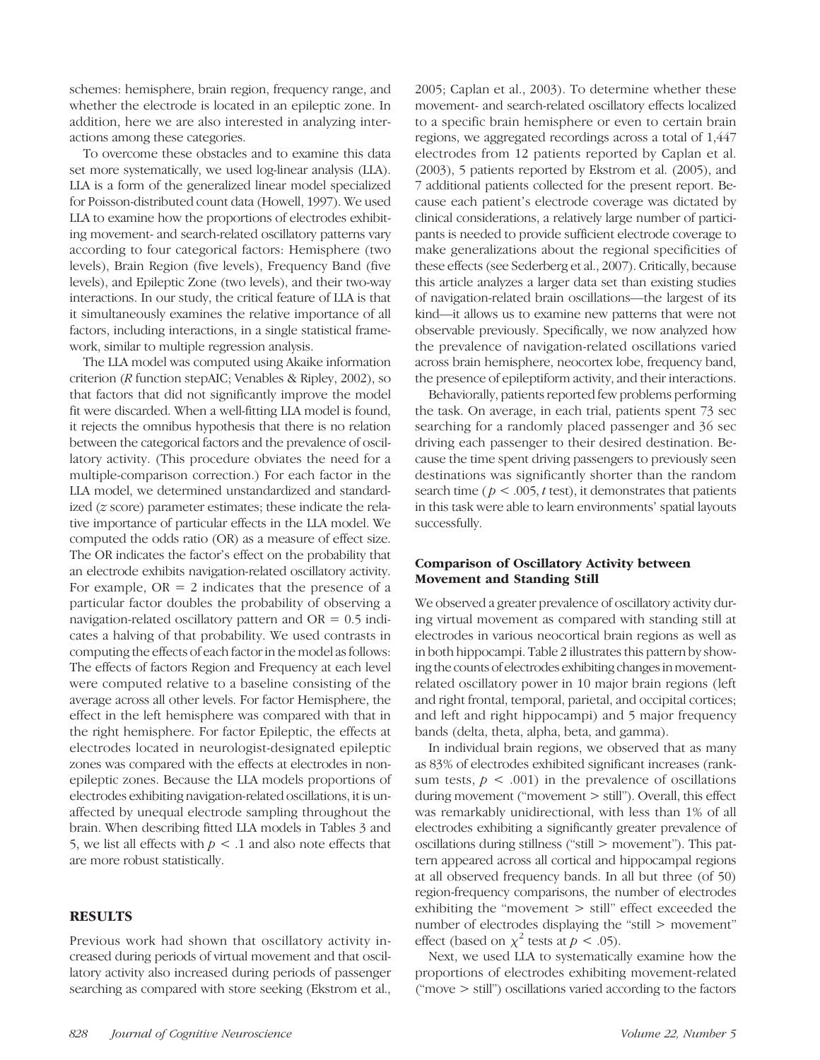schemes: hemisphere, brain region, frequency range, and whether the electrode is located in an epileptic zone. In addition, here we are also interested in analyzing interactions among these categories.

To overcome these obstacles and to examine this data set more systematically, we used log-linear analysis (LLA). LLA is a form of the generalized linear model specialized for Poisson-distributed count data (Howell, 1997). We used LLA to examine how the proportions of electrodes exhibiting movement- and search-related oscillatory patterns vary according to four categorical factors: Hemisphere (two levels), Brain Region (five levels), Frequency Band (five levels), and Epileptic Zone (two levels), and their two-way interactions. In our study, the critical feature of LLA is that it simultaneously examines the relative importance of all factors, including interactions, in a single statistical framework, similar to multiple regression analysis.

The LLA model was computed using Akaike information criterion (*R* function stepAIC; Venables & Ripley, 2002), so that factors that did not significantly improve the model fit were discarded. When a well-fitting LLA model is found, it rejects the omnibus hypothesis that there is no relation between the categorical factors and the prevalence of oscillatory activity. (This procedure obviates the need for a multiple-comparison correction.) For each factor in the LLA model, we determined unstandardized and standardized (*z* score) parameter estimates; these indicate the relative importance of particular effects in the LLA model. We computed the odds ratio (OR) as a measure of effect size. The OR indicates the factor's effect on the probability that an electrode exhibits navigation-related oscillatory activity. For example, OR = 2 indicates that the presence of a particular factor doubles the probability of observing a navigation-related oscillatory pattern and OR = 0.5 indicates a halving of that probability. We used contrasts in computing the effects of each factor in the model as follows: The effects of factors Region and Frequency at each level were computed relative to a baseline consisting of the average across all other levels. For factor Hemisphere, the effect in the left hemisphere was compared with that in the right hemisphere. For factor Epileptic, the effects at electrodes located in neurologist-designated epileptic zones was compared with the effects at electrodes in non-epileptic zones. Because the LLA models proportions of electrodes exhibiting navigation-related oscillations, it is unaffected by unequal electrode sampling throughout the brain. When describing fitted LLA models in Tables 3 and 5, we list all effects with $p < .1$ and also note effects that are more robust statistically.

## RESULTS

Previous work had shown that oscillatory activity increased during periods of virtual movement and that oscillatory activity also increased during periods of passenger searching as compared with store seeking (Ekstrom et al., 2005; Caplan et al., 2003). To determine whether these movement- and search-related oscillatory effects localized to a specific brain hemisphere or even to certain brain regions, we aggregated recordings across a total of 1,447 electrodes from 12 patients reported by Caplan et al. (2003), 5 patients reported by Ekstrom et al. (2005), and 7 additional patients collected for the present report. Because each patient's electrode coverage was dictated by clinical considerations, a relatively large number of participants is needed to provide sufficient electrode coverage to make generalizations about the regional specificities of these effects (see Sederberg et al., 2007). Critically, because this article analyzes a larger data set than existing studies of navigation-related brain oscillations—the largest of its kind—it allows us to examine new patterns that were not observable previously. Specifically, we now analyzed how the prevalence of navigation-related oscillations varied across brain hemisphere, neocortex lobe, frequency band, the presence of epileptiform activity, and their interactions.

Behaviorally, patients reported few problems performing the task. On average, in each trial, patients spent 73 sec searching for a randomly placed passenger and 36 sec driving each passenger to their desired destination. Because the time spent driving passengers to previously seen destinations was significantly shorter than the random search time ($p < .005$, *t* test), it demonstrates that patients in this task were able to learn environments' spatial layouts successfully.

### Comparison of Oscillatory Activity between Movement and Standing Still

We observed a greater prevalence of oscillatory activity during virtual movement as compared with standing still at electrodes in various neocortical brain regions as well as in both hippocampi. Table 2 illustrates this pattern by showing the counts of electrodes exhibiting changes in movement-related oscillatory power in 10 major brain regions (left and right frontal, temporal, parietal, and occipital cortices; and left and right hippocampi) and 5 major frequency bands (delta, theta, alpha, beta, and gamma).

In individual brain regions, we observed that as many as 83% of electrodes exhibited significant increases (rank-sum tests, $p < .001$) in the prevalence of oscillations during movement ("movement > still"). Overall, this effect was remarkably unidirectional, with less than 1% of all electrodes exhibiting a significantly greater prevalence of oscillations during stillness ("still > movement"). This pattern appeared across all cortical and hippocampal regions at all observed frequency bands. In all but three (of 50) region-frequency comparisons, the number of electrodes exhibiting the "movement > still" effect exceeded the number of electrodes displaying the "still > movement" effect (based on $\chi^2$ tests at $p < .05$).

Next, we used LLA to systematically examine how the proportions of electrodes exhibiting movement-related ("move > still") oscillations varied according to the factors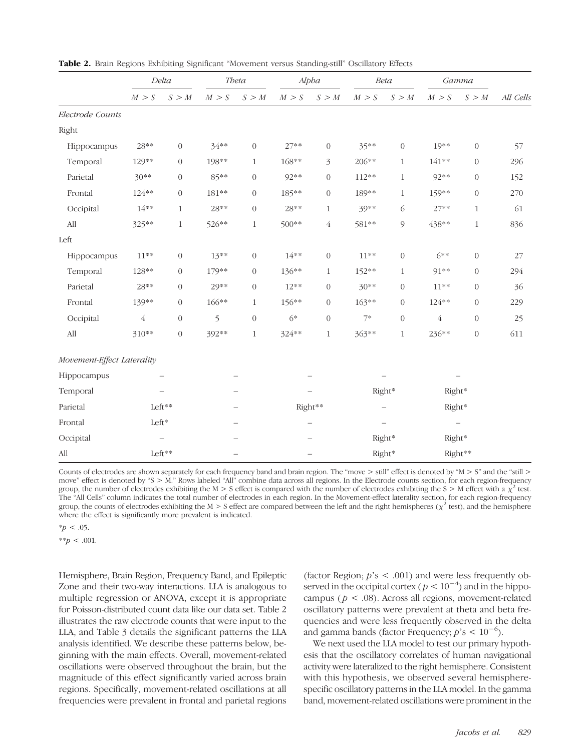**Table 2.** Brain Regions Exhibiting Significant "Movement versus Standing-still" Oscillatory Effects

| | *Delta* | | *Theta* | | *Alpha* | | *Beta* | | *Gamma* | | |
|---|---|---|---|---|---|---|---|---|---|---|---|
| | *M > S* | *S > M* | *M > S* | *S > M* | *M > S* | *S > M* | *M > S* | *S > M* | *M > S* | *S > M* | *All Cells* |
| *Electrode Counts* | | | | | | | | | | | |
| Right | | | | | | | | | | | |
| Hippocampus | 28** | 0 | 34** | 0 | 27** | 0 | 35** | 0 | 19** | 0 | 57 |
| Temporal | 129** | 0 | 198** | 1 | 168** | 3 | 206** | 1 | 141** | 0 | 296 |
| Parietal | 30** | 0 | 85** | 0 | 92** | 0 | 112** | 1 | 92** | 0 | 152 |
| Frontal | 124** | 0 | 181** | 0 | 185** | 0 | 189** | 1 | 159** | 0 | 270 |
| Occipital | 14** | 1 | 28** | 0 | 28** | 1 | 39** | 6 | 27** | 1 | 61 |
| All | 325** | 1 | 526** | 1 | 500** | 4 | 581** | 9 | 438** | 1 | 836 |
| Left | | | | | | | | | | | |
| Hippocampus | 11** | 0 | 13** | 0 | 14** | 0 | 11** | 0 | 6** | 0 | 27 |
| Temporal | 128** | 0 | 179** | 0 | 136** | 1 | 152** | 1 | 91** | 0 | 294 |
| Parietal | 28** | 0 | 29** | 0 | 12** | 0 | 30** | 0 | 11** | 0 | 36 |
| Frontal | 139** | 0 | 166** | 1 | 156** | 0 | 163** | 0 | 124** | 0 | 229 |
| Occipital | 4 | 0 | 5 | 0 | 6* | 0 | 7* | 0 | 4 | 0 | 25 |
| All | 310** | 0 | 392** | 1 | 324** | 1 | 363** | 1 | 236** | 0 | 611 |
| *Movement-Effect Laterality* | | | | | | | | | | | |
| Hippocampus | – | | – | | – | | – | | – | | |
| Temporal | – | | – | | – | | Right* | | Right* | | |
| Parietal | Left** | | – | | Right** | | – | | Right* | | |
| Frontal | Left* | | – | | – | | – | | – | | |
| Occipital | – | | – | | – | | Right* | | Right* | | |
| All | Left** | | – | | – | | Right* | | Right** | | |

Counts of electrodes are shown separately for each frequency band and brain region. The "move > still" effect is denoted by "M > S" and the "still > move" effect is denoted by "S > M." Rows labeled "All" combine data across all regions. In the Electrode counts section, for each region-frequency group, the number of electrodes exhibiting the M > S effect is compared with the number of electrodes exhibiting the S > M effect with a $\chi^2$ test. The "All Cells" column indicates the total number of electrodes in each region. In the Movement-effect laterality section, for each region-frequency group, the counts of electrodes exhibiting the M > S effect are compared between the left and the right hemispheres ($\chi^2$ test), and the hemisphere where the effect is significantly more prevalent is indicated.

*$p < .05$.

**$p < .001$.

Hemisphere, Brain Region, Frequency Band, and Epileptic Zone and their two-way interactions. LLA is analogous to multiple regression or ANOVA, except it is appropriate for Poisson-distributed count data like our data set. Table 2 illustrates the raw electrode counts that were input to the LLA, and Table 3 details the significant patterns the LLA analysis identified. We describe these patterns below, beginning with the main effects. Overall, movement-related oscillations were observed throughout the brain, but the magnitude of this effect significantly varied across brain regions. Specifically, movement-related oscillations at all frequencies were prevalent in frontal and parietal regions (factor Region; $p$'s $< .001$) and were less frequently observed in the occipital cortex ($p < 10^{-4}$) and in the hippocampus ($p < .08$). Across all regions, movement-related oscillatory patterns were prevalent at theta and beta frequencies and were less frequently observed in the delta and gamma bands (factor Frequency; $p$'s $< 10^{-6}$).

We next used the LLA model to test our primary hypothesis that the oscillatory correlates of human navigational activity were lateralized to the right hemisphere. Consistent with this hypothesis, we observed several hemisphere-specific oscillatory patterns in the LLA model. In the gamma band, movement-related oscillations were prominent in the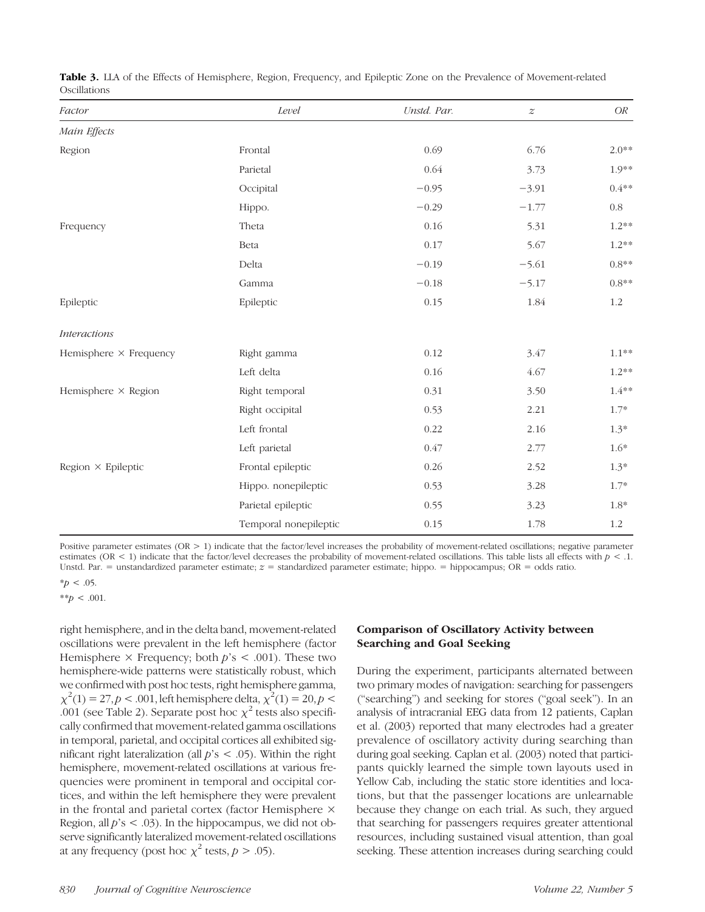**Table 3.** LLA of the Effects of Hemisphere, Region, Frequency, and Epileptic Zone on the Prevalence of Movement-related Oscillations

| *Factor* | *Level* | *Unstd. Par.* | *z* | *OR* |
|---|---|---|---|---|
| *Main Effects* | | | | |
| Region | Frontal | 0.69 | 6.76 | 2.0** |
| | Parietal | 0.64 | 3.73 | 1.9** |
| | Occipital | −0.95 | −3.91 | 0.4** |
| | Hippo. | −0.29 | −1.77 | 0.8 |
| Frequency | Theta | 0.16 | 5.31 | 1.2** |
| | Beta | 0.17 | 5.67 | 1.2** |
| | Delta | −0.19 | −5.61 | 0.8** |
| | Gamma | −0.18 | −5.17 | 0.8** |
| Epileptic | Epileptic | 0.15 | 1.84 | 1.2 |
| *Interactions* | | | | |
| Hemisphere × Frequency | Right gamma | 0.12 | 3.47 | 1.1** |
| | Left delta | 0.16 | 4.67 | 1.2** |
| Hemisphere × Region | Right temporal | 0.31 | 3.50 | 1.4** |
| | Right occipital | 0.53 | 2.21 | 1.7* |
| | Left frontal | 0.22 | 2.16 | 1.3* |
| | Left parietal | 0.47 | 2.77 | 1.6* |
| Region × Epileptic | Frontal epileptic | 0.26 | 2.52 | 1.3* |
| | Hippo. nonepileptic | 0.53 | 3.28 | 1.7* |
| | Parietal epileptic | 0.55 | 3.23 | 1.8* |
| | Temporal nonepileptic | 0.15 | 1.78 | 1.2 |

Positive parameter estimates (OR > 1) indicate that the factor/level increases the probability of movement-related oscillations; negative parameter estimates (OR < 1) indicate that the factor/level decreases the probability of movement-related oscillations. This table lists all effects with $p < .1$. Unstd. Par. = unstandardized parameter estimate; $z$ = standardized parameter estimate; hippo. = hippocampus; OR = odds ratio.

*$p < .05$.

**$p < .001$.

right hemisphere, and in the delta band, movement-related oscillations were prevalent in the left hemisphere (factor Hemisphere × Frequency; both $p$'s $< .001$). These two hemisphere-wide patterns were statistically robust, which we confirmed with post hoc tests, right hemisphere gamma, $\chi^2(1) = 27, p < .001$, left hemisphere delta, $\chi^2(1) = 20, p < .001$ (see Table 2). Separate post hoc $\chi^2$ tests also specifically confirmed that movement-related gamma oscillations in temporal, parietal, and occipital cortices all exhibited significant right lateralization (all $p$'s $< .05$). Within the right hemisphere, movement-related oscillations at various frequencies were prominent in temporal and occipital cortices, and within the left hemisphere they were prevalent in the frontal and parietal cortex (factor Hemisphere × Region, all $p$'s $< .03$). In the hippocampus, we did not observe significantly lateralized movement-related oscillations at any frequency (post hoc $\chi^2$ tests, $p > .05$).

### Comparison of Oscillatory Activity between Searching and Goal Seeking

During the experiment, participants alternated between two primary modes of navigation: searching for passengers ("searching") and seeking for stores ("goal seek"). In an analysis of intracranial EEG data from 12 patients, Caplan et al. (2003) reported that many electrodes had a greater prevalence of oscillatory activity during searching than during goal seeking. Caplan et al. (2003) noted that participants quickly learned the simple town layouts used in Yellow Cab, including the static store identities and locations, but that the passenger locations are unlearnable because they change on each trial. As such, they argued that searching for passengers requires greater attentional resources, including sustained visual attention, than goal seeking. These attention increases during searching could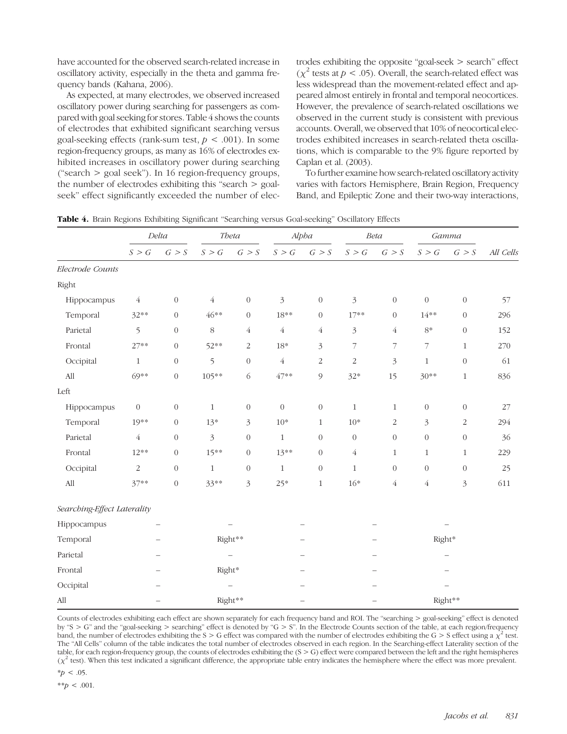have accounted for the observed search-related increase in oscillatory activity, especially in the theta and gamma frequency bands (Kahana, 2006).

As expected, at many electrodes, we observed increased oscillatory power during searching for passengers as compared with goal seeking for stores. Table 4 shows the counts of electrodes that exhibited significant searching versus goal-seeking effects (rank-sum test, $p < .001$). In some region-frequency groups, as many as 16% of electrodes exhibited increases in oscillatory power during searching ("search > goal seek"). In 16 region-frequency groups, the number of electrodes exhibiting this "search > goal-seek" effect significantly exceeded the number of electrodes exhibiting the opposite "goal-seek > search" effect ($\chi^2$ tests at $p < .05$). Overall, the search-related effect was less widespread than the movement-related effect and appeared almost entirely in frontal and temporal neocortices. However, the prevalence of search-related oscillations we observed in the current study is consistent with previous accounts. Overall, we observed that 10% of neocortical electrodes exhibited increases in search-related theta oscillations, which is comparable to the 9% figure reported by Caplan et al. (2003).

To further examine how search-related oscillatory activity varies with factors Hemisphere, Brain Region, Frequency Band, and Epileptic Zone and their two-way interactions,

**Table 4.** Brain Regions Exhibiting Significant "Searching versus Goal-seeking" Oscillatory Effects

| | *Delta* | | *Theta* | | *Alpha* | | *Beta* | | *Gamma* | | |
|---|---|---|---|---|---|---|---|---|---|---|---|
| | *S > G* | *G > S* | *S > G* | *G > S* | *S > G* | *G > S* | *S > G* | *G > S* | *S > G* | *G > S* | *All Cells* |
| *Electrode Counts* | | | | | | | | | | | |
| Right | | | | | | | | | | | |
| Hippocampus | 4 | 0 | 4 | 0 | 3 | 0 | 3 | 0 | 0 | 0 | 57 |
| Temporal | 32** | 0 | 46** | 0 | 18** | 0 | 17** | 0 | 14** | 0 | 296 |
| Parietal | 5 | 0 | 8 | 4 | 4 | 4 | 3 | 4 | 8* | 0 | 152 |
| Frontal | 27** | 0 | 52** | 2 | 18* | 3 | 7 | 7 | 7 | 1 | 270 |
| Occipital | 1 | 0 | 5 | 0 | 4 | 2 | 2 | 3 | 1 | 0 | 61 |
| All | 69** | 0 | 105** | 6 | 47** | 9 | 32* | 15 | 30** | 1 | 836 |
| Left | | | | | | | | | | | |
| Hippocampus | 0 | 0 | 1 | 0 | 0 | 0 | 1 | 1 | 0 | 0 | 27 |
| Temporal | 19** | 0 | 13* | 3 | 10* | 1 | 10* | 2 | 3 | 2 | 294 |
| Parietal | 4 | 0 | 3 | 0 | 1 | 0 | 0 | 0 | 0 | 0 | 36 |
| Frontal | 12** | 0 | 15** | 0 | 13** | 0 | 4 | 1 | 1 | 1 | 229 |
| Occipital | 2 | 0 | 1 | 0 | 1 | 0 | 1 | 0 | 0 | 0 | 25 |
| All | 37** | 0 | 33** | 3 | 25* | 1 | 16* | 4 | 4 | 3 | 611 |
| *Searching-Effect Laterality* | | | | | | | | | | | |
| Hippocampus | – | | – | | – | | – | | – | | |
| Temporal | – | | Right** | | – | | – | | Right* | | |
| Parietal | – | | – | | – | | – | | – | | |
| Frontal | – | | Right* | | – | | – | | – | | |
| Occipital | – | | – | | – | | – | | – | | |
| All | – | | Right** | | – | | – | | Right** | | |

Counts of electrodes exhibiting each effect are shown separately for each frequency band and ROI. The "searching > goal-seeking" effect is denoted by "S > G" and the "goal-seeking > searching" effect is denoted by "G > S". In the Electrode Counts section of the table, at each region/frequency band, the number of electrodes exhibiting the S > G effect was compared with the number of electrodes exhibiting the G > S effect using a $\chi^2$ test. The "All Cells" column of the table indicates the total number of electrodes observed in each region. In the Searching-effect Laterality section of the table, for each region-frequency group, the counts of electrodes exhibiting the (S > G) effect were compared between the left and the right hemispheres ($\chi^2$ test). When this test indicated a significant difference, the appropriate table entry indicates the hemisphere where the effect was more prevalent.

*$p < .05$.

**$p < .001$.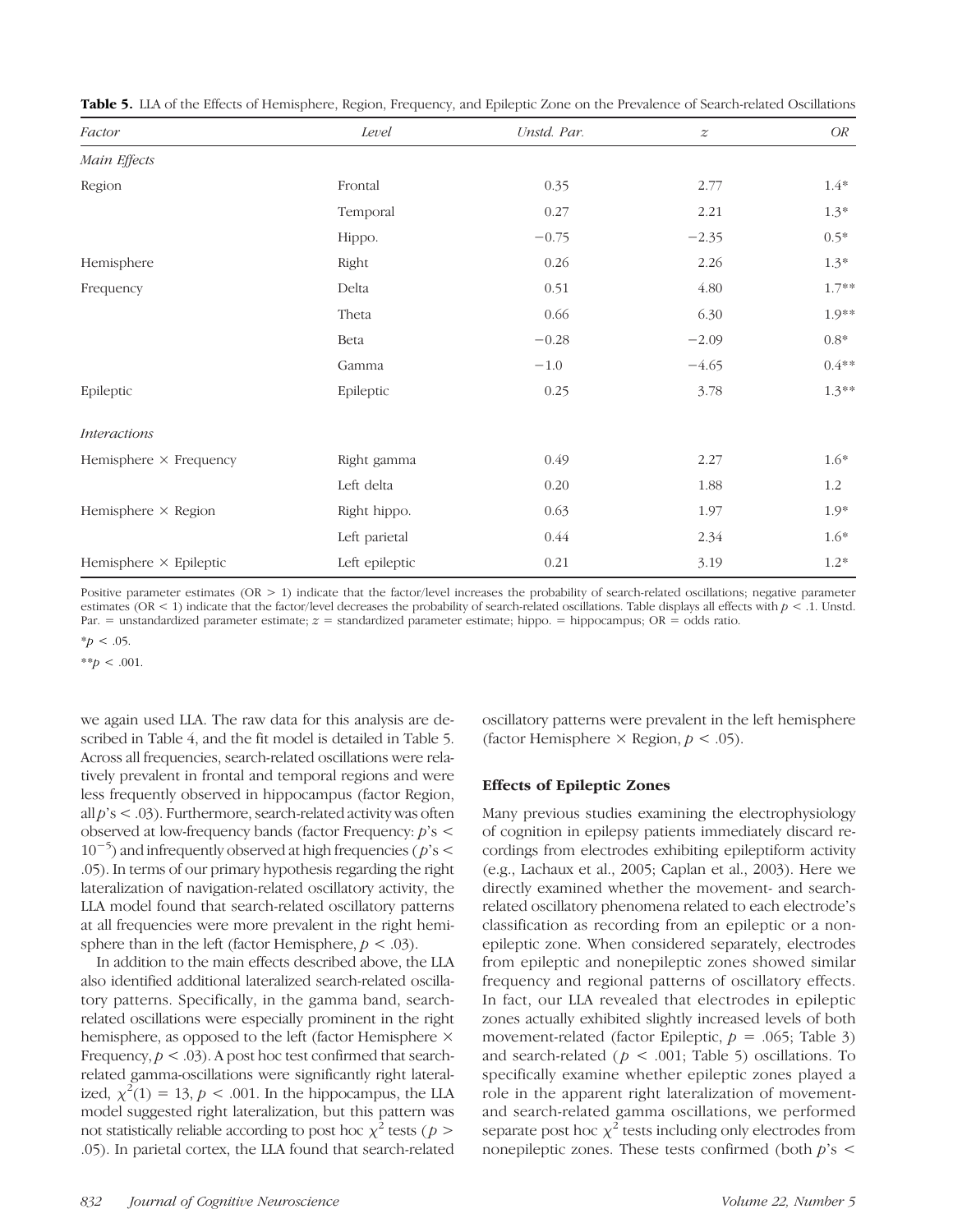**Table 5.** LLA of the Effects of Hemisphere, Region, Frequency, and Epileptic Zone on the Prevalence of Search-related Oscillations

| *Factor* | *Level* | *Unstd. Par.* | *z* | *OR* |
|---|---|---|---|---|
| *Main Effects* | | | | |
| Region | Frontal | 0.35 | 2.77 | 1.4* |
| | Temporal | 0.27 | 2.21 | 1.3* |
| | Hippo. | −0.75 | −2.35 | 0.5* |
| Hemisphere | Right | 0.26 | 2.26 | 1.3* |
| Frequency | Delta | 0.51 | 4.80 | 1.7** |
| | Theta | 0.66 | 6.30 | 1.9** |
| | Beta | −0.28 | −2.09 | 0.8* |
| | Gamma | −1.0 | −4.65 | 0.4** |
| Epileptic | Epileptic | 0.25 | 3.78 | 1.3** |
| *Interactions* | | | | |
| Hemisphere × Frequency | Right gamma | 0.49 | 2.27 | 1.6* |
| | Left delta | 0.20 | 1.88 | 1.2 |
| Hemisphere × Region | Right hippo. | 0.63 | 1.97 | 1.9* |
| | Left parietal | 0.44 | 2.34 | 1.6* |
| Hemisphere × Epileptic | Left epileptic | 0.21 | 3.19 | 1.2* |

Positive parameter estimates (OR > 1) indicate that the factor/level increases the probability of search-related oscillations; negative parameter estimates (OR < 1) indicate that the factor/level decreases the probability of search-related oscillations. Table displays all effects with $p < .1$. Unstd. Par. = unstandardized parameter estimate; $z$ = standardized parameter estimate; hippo. = hippocampus; OR = odds ratio.

*$p < .05$.

**$p < .001$.

we again used LLA. The raw data for this analysis are described in Table 4, and the fit model is detailed in Table 5. Across all frequencies, search-related oscillations were relatively prevalent in frontal and temporal regions and were less frequently observed in hippocampus (factor Region, all $p$'s < .03). Furthermore, search-related activity was often observed at low-frequency bands (factor Frequency: $p$'s < $10^{-5}$) and infrequently observed at high frequencies ($p$'s < .05). In terms of our primary hypothesis regarding the right lateralization of navigation-related oscillatory activity, the LLA model found that search-related oscillatory patterns at all frequencies were more prevalent in the right hemisphere than in the left (factor Hemisphere, $p < .03$).

In addition to the main effects described above, the LLA also identified additional lateralized search-related oscillatory patterns. Specifically, in the gamma band, search-related oscillations were especially prominent in the right hemisphere, as opposed to the left (factor Hemisphere × Frequency, $p < .03$). A post hoc test confirmed that search-related gamma-oscillations were significantly right lateralized, $\chi^2(1) = 13, p < .001$. In the hippocampus, the LLA model suggested right lateralization, but this pattern was not statistically reliable according to post hoc $\chi^2$ tests ($p >$ .05). In parietal cortex, the LLA found that search-related oscillatory patterns were prevalent in the left hemisphere (factor Hemisphere × Region, $p < .05$).

### Effects of Epileptic Zones

Many previous studies examining the electrophysiology of cognition in epilepsy patients immediately discard recordings from electrodes exhibiting epileptiform activity (e.g., Lachaux et al., 2005; Caplan et al., 2003). Here we directly examined whether the movement- and search-related oscillatory phenomena related to each electrode's classification as recording from an epileptic or a nonepileptic zone. When considered separately, electrodes from epileptic and nonepileptic zones showed similar frequency and regional patterns of oscillatory effects. In fact, our LLA revealed that electrodes in epileptic zones actually exhibited slightly increased levels of both movement-related (factor Epileptic, $p = .065$; Table 3) and search-related ($p < .001$; Table 5) oscillations. To specifically examine whether epileptic zones played a role in the apparent right lateralization of movement- and search-related gamma oscillations, we performed separate post hoc $\chi^2$ tests including only electrodes from nonepileptic zones. These tests confirmed (both $p$'s <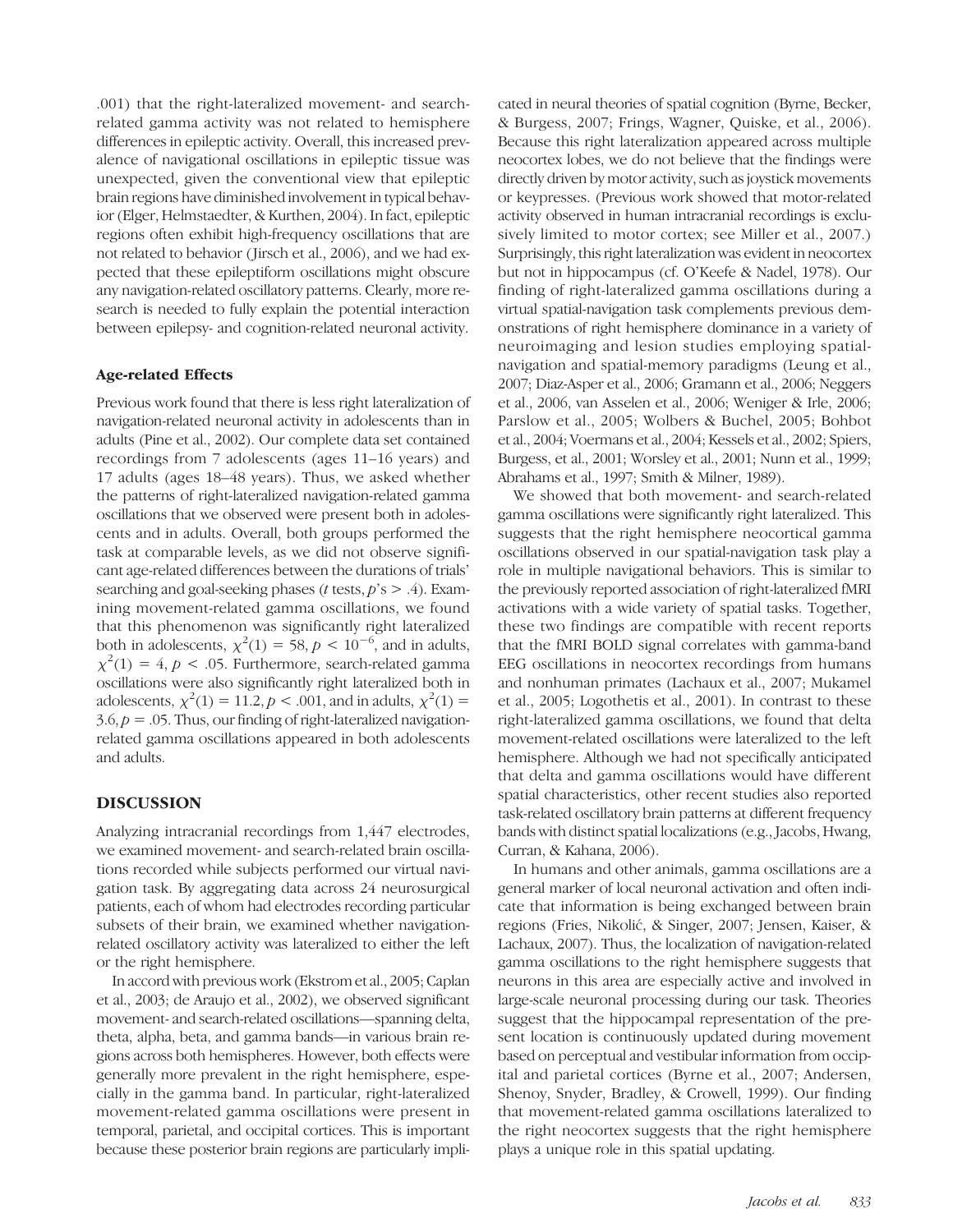.001) that the right-lateralized movement- and search-related gamma activity was not related to hemisphere differences in epileptic activity. Overall, this increased prevalence of navigational oscillations in epileptic tissue was unexpected, given the conventional view that epileptic brain regions have diminished involvement in typical behavior (Elger, Helmstaedter, & Kurthen, 2004). In fact, epileptic regions often exhibit high-frequency oscillations that are not related to behavior (Jirsch et al., 2006), and we had expected that these epileptiform oscillations might obscure any navigation-related oscillatory patterns. Clearly, more research is needed to fully explain the potential interaction between epilepsy- and cognition-related neuronal activity.

### Age-related Effects

Previous work found that there is less right lateralization of navigation-related neuronal activity in adolescents than in adults (Pine et al., 2002). Our complete data set contained recordings from 7 adolescents (ages 11–16 years) and 17 adults (ages 18–48 years). Thus, we asked whether the patterns of right-lateralized navigation-related gamma oscillations that we observed were present both in adolescents and in adults. Overall, both groups performed the task at comparable levels, as we did not observe significant age-related differences between the durations of trials' searching and goal-seeking phases (*t* tests, $p$'s $> .4$). Examining movement-related gamma oscillations, we found that this phenomenon was significantly right lateralized both in adolescents, $\chi^2(1) = 58, p < 10^{-6}$, and in adults, $\chi^2(1) = 4, p < .05$. Furthermore, search-related gamma oscillations were also significantly right lateralized both in adolescents, $\chi^2(1) = 11.2, p < .001$, and in adults, $\chi^2(1) = 3.6, p = .05$. Thus, our finding of right-lateralized navigation-related gamma oscillations appeared in both adolescents and adults.

## DISCUSSION

Analyzing intracranial recordings from 1,447 electrodes, we examined movement- and search-related brain oscillations recorded while subjects performed our virtual navigation task. By aggregating data across 24 neurosurgical patients, each of whom had electrodes recording particular subsets of their brain, we examined whether navigation-related oscillatory activity was lateralized to either the left or the right hemisphere.

In accord with previous work (Ekstrom et al., 2005; Caplan et al., 2003; de Araujo et al., 2002), we observed significant movement- and search-related oscillations—spanning delta, theta, alpha, beta, and gamma bands—in various brain regions across both hemispheres. However, both effects were generally more prevalent in the right hemisphere, especially in the gamma band. In particular, right-lateralized movement-related gamma oscillations were present in temporal, parietal, and occipital cortices. This is important because these posterior brain regions are particularly implicated in neural theories of spatial cognition (Byrne, Becker, & Burgess, 2007; Frings, Wagner, Quiske, et al., 2006). Because this right lateralization appeared across multiple neocortex lobes, we do not believe that the findings were directly driven by motor activity, such as joystick movements or keypresses. (Previous work showed that motor-related activity observed in human intracranial recordings is exclusively limited to motor cortex; see Miller et al., 2007.) Surprisingly, this right lateralization was evident in neocortex but not in hippocampus (cf. O'Keefe & Nadel, 1978). Our finding of right-lateralized gamma oscillations during a virtual spatial-navigation task complements previous demonstrations of right hemisphere dominance in a variety of neuroimaging and lesion studies employing spatial-navigation and spatial-memory paradigms (Leung et al., 2007; Diaz-Asper et al., 2006; Gramann et al., 2006; Neggers et al., 2006, van Asselen et al., 2006; Weniger & Irle, 2006; Parslow et al., 2005; Wolbers & Buchel, 2005; Bohbot et al., 2004; Voermans et al., 2004; Kessels et al., 2002; Spiers, Burgess, et al., 2001; Worsley et al., 2001; Nunn et al., 1999; Abrahams et al., 1997; Smith & Milner, 1989).

We showed that both movement- and search-related gamma oscillations were significantly right lateralized. This suggests that the right hemisphere neocortical gamma oscillations observed in our spatial-navigation task play a role in multiple navigational behaviors. This is similar to the previously reported association of right-lateralized fMRI activations with a wide variety of spatial tasks. Together, these two findings are compatible with recent reports that the fMRI BOLD signal correlates with gamma-band EEG oscillations in neocortex recordings from humans and nonhuman primates (Lachaux et al., 2007; Mukamel et al., 2005; Logothetis et al., 2001). In contrast to these right-lateralized gamma oscillations, we found that delta movement-related oscillations were lateralized to the left hemisphere. Although we had not specifically anticipated that delta and gamma oscillations would have different spatial characteristics, other recent studies also reported task-related oscillatory brain patterns at different frequency bands with distinct spatial localizations (e.g., Jacobs, Hwang, Curran, & Kahana, 2006).

In humans and other animals, gamma oscillations are a general marker of local neuronal activation and often indicate that information is being exchanged between brain regions (Fries, Nikolić, & Singer, 2007; Jensen, Kaiser, & Lachaux, 2007). Thus, the localization of navigation-related gamma oscillations to the right hemisphere suggests that neurons in this area are especially active and involved in large-scale neuronal processing during our task. Theories suggest that the hippocampal representation of the present location is continuously updated during movement based on perceptual and vestibular information from occipital and parietal cortices (Byrne et al., 2007; Andersen, Shenoy, Snyder, Bradley, & Crowell, 1999). Our finding that movement-related gamma oscillations lateralized to the right neocortex suggests that the right hemisphere plays a unique role in this spatial updating.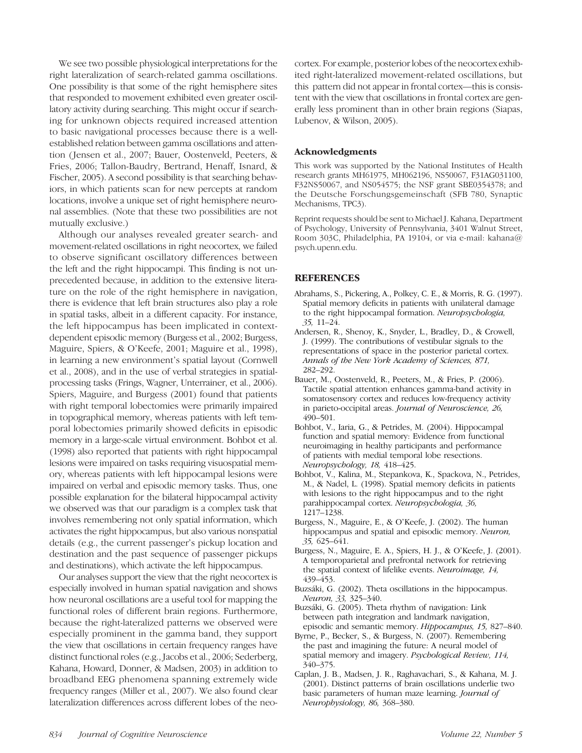We see two possible physiological interpretations for the right lateralization of search-related gamma oscillations. One possibility is that some of the right hemisphere sites that responded to movement exhibited even greater oscillatory activity during searching. This might occur if searching for unknown objects required increased attention to basic navigational processes because there is a well-established relation between gamma oscillations and attention (Jensen et al., 2007; Bauer, Oostenveld, Peeters, & Fries, 2006; Tallon-Baudry, Bertrand, Henaff, Isnard, & Fischer, 2005). A second possibility is that searching behaviors, in which patients scan for new percepts at random locations, involve a unique set of right hemisphere neuronal assemblies. (Note that these two possibilities are not mutually exclusive.)

Although our analyses revealed greater search- and movement-related oscillations in right neocortex, we failed to observe significant oscillatory differences between the left and the right hippocampi. This finding is not unprecedented because, in addition to the extensive literature on the role of the right hemisphere in navigation, there is evidence that left brain structures also play a role in spatial tasks, albeit in a different capacity. For instance, the left hippocampus has been implicated in context-dependent episodic memory (Burgess et al., 2002; Burgess, Maguire, Spiers, & O'Keefe, 2001; Maguire et al., 1998), in learning a new environment's spatial layout (Cornwell et al., 2008), and in the use of verbal strategies in spatial-processing tasks (Frings, Wagner, Unterrainer, et al., 2006). Spiers, Maguire, and Burgess (2001) found that patients with right temporal lobectomies were primarily impaired in topographical memory, whereas patients with left temporal lobectomies primarily showed deficits in episodic memory in a large-scale virtual environment. Bohbot et al. (1998) also reported that patients with right hippocampal lesions were impaired on tasks requiring visuospatial memory, whereas patients with left hippocampal lesions were impaired on verbal and episodic memory tasks. Thus, one possible explanation for the bilateral hippocampal activity we observed was that our paradigm is a complex task that involves remembering not only spatial information, which activates the right hippocampus, but also various nonspatial details (e.g., the current passenger's pickup location and destination and the past sequence of passenger pickups and destinations), which activate the left hippocampus.

Our analyses support the view that the right neocortex is especially involved in human spatial navigation and shows how neuronal oscillations are a useful tool for mapping the functional roles of different brain regions. Furthermore, because the right-lateralized patterns we observed were especially prominent in the gamma band, they support the view that oscillations in certain frequency ranges have distinct functional roles (e.g., Jacobs et al., 2006; Sederberg, Kahana, Howard, Donner, & Madsen, 2003) in addition to broadband EEG phenomena spanning extremely wide frequency ranges (Miller et al., 2007). We also found clear lateralization differences across different lobes of the neocortex. For example, posterior lobes of the neocortex exhibited right-lateralized movement-related oscillations, but this pattern did not appear in frontal cortex—this is consistent with the view that oscillations in frontal cortex are generally less prominent than in other brain regions (Siapas, Lubenov, & Wilson, 2005).

### Acknowledgments

This work was supported by the National Institutes of Health research grants MH61975, MH062196, NS50067, F31AG031100, F32NS50067, and NS054575; the NSF grant SBE0354378; and the Deutsche Forschungsgemeinschaft (SFB 780, Synaptic Mechanisms, TPC3).

Reprint requests should be sent to Michael J. Kahana, Department of Psychology, University of Pennsylvania, 3401 Walnut Street, Room 303C, Philadelphia, PA 19104, or via e-mail: kahana@psych.upenn.edu.

## REFERENCES

Abrahams, S., Pickering, A., Polkey, C. E., & Morris, R. G. (1997). Spatial memory deficits in patients with unilateral damage to the right hippocampal formation. *Neuropsychologia, 35,* 11–24.

Andersen, R., Shenoy, K., Snyder, L., Bradley, D., & Crowell, J. (1999). The contributions of vestibular signals to the representations of space in the posterior parietal cortex. *Annals of the New York Academy of Sciences, 871,* 282–292.

Bauer, M., Oostenveld, R., Peeters, M., & Fries, P. (2006). Tactile spatial attention enhances gamma-band activity in somatosensory cortex and reduces low-frequency activity in parieto-occipital areas. *Journal of Neuroscience, 26,* 490–501.

Bohbot, V., Iaria, G., & Petrides, M. (2004). Hippocampal function and spatial memory: Evidence from functional neuroimaging in healthy participants and performance of patients with medial temporal lobe resections. *Neuropsychology, 18,* 418–425.

Bohbot, V., Kalina, M., Stepankova, K., Spackova, N., Petrides, M., & Nadel, L. (1998). Spatial memory deficits in patients with lesions to the right hippocampus and to the right parahippocampal cortex. *Neuropsychologia, 36,* 1217–1238.

Burgess, N., Maguire, E., & O'Keefe, J. (2002). The human hippocampus and spatial and episodic memory. *Neuron, 35,* 625–641.

Burgess, N., Maguire, E. A., Spiers, H. J., & O'Keefe, J. (2001). A temporoparietal and prefrontal network for retrieving the spatial context of lifelike events. *Neuroimage, 14,* 439–453.

Buzsáki, G. (2002). Theta oscillations in the hippocampus. *Neuron, 33,* 325–340.

Buzsáki, G. (2005). Theta rhythm of navigation: Link between path integration and landmark navigation, episodic and semantic memory. *Hippocampus, 15,* 827–840.

Byrne, P., Becker, S., & Burgess, N. (2007). Remembering the past and imagining the future: A neural model of spatial memory and imagery. *Psychological Review, 114,* 340–375.

Caplan, J. B., Madsen, J. R., Raghavachari, S., & Kahana, M. J. (2001). Distinct patterns of brain oscillations underlie two basic parameters of human maze learning. *Journal of Neurophysiology, 86,* 368–380.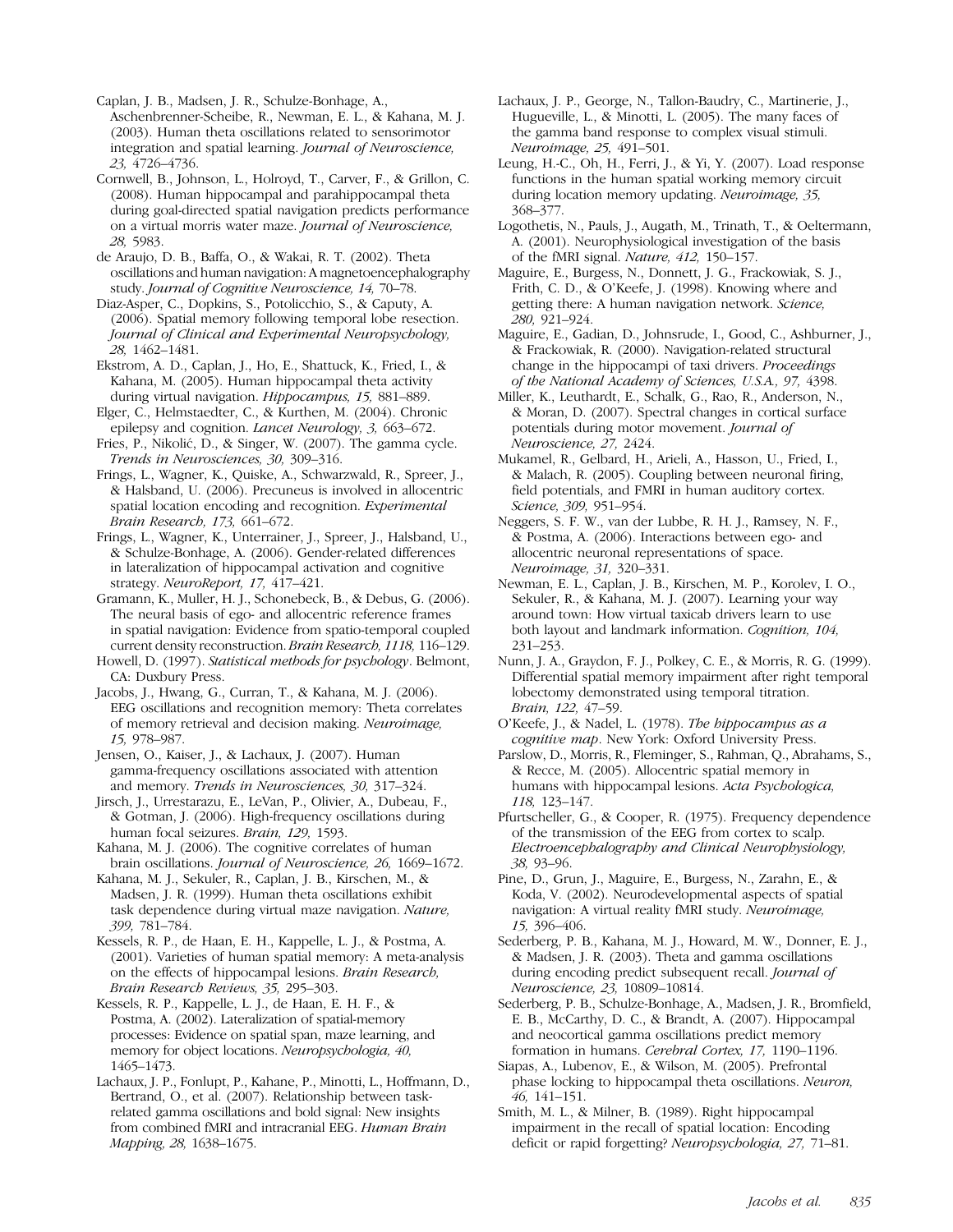Caplan, J. B., Madsen, J. R., Schulze-Bonhage, A., Aschenbrenner-Scheibe, R., Newman, E. L., & Kahana, M. J. (2003). Human theta oscillations related to sensorimotor integration and spatial learning. *Journal of Neuroscience, 23,* 4726–4736.

Cornwell, B., Johnson, L., Holroyd, T., Carver, F., & Grillon, C. (2008). Human hippocampal and parahippocampal theta during goal-directed spatial navigation predicts performance on a virtual morris water maze. *Journal of Neuroscience, 28,* 5983.

de Araujo, D. B., Baffa, O., & Wakai, R. T. (2002). Theta oscillations and human navigation: A magnetoencephalography study. *Journal of Cognitive Neuroscience, 14,* 70–78.

Diaz-Asper, C., Dopkins, S., Potolicchio, S., & Caputy, A. (2006). Spatial memory following temporal lobe resection. *Journal of Clinical and Experimental Neuropsychology, 28,* 1462–1481.

Ekstrom, A. D., Caplan, J., Ho, E., Shattuck, K., Fried, I., & Kahana, M. (2005). Human hippocampal theta activity during virtual navigation. *Hippocampus, 15,* 881–889.

Elger, C., Helmstaedter, C., & Kurthen, M. (2004). Chronic epilepsy and cognition. *Lancet Neurology, 3,* 663–672.

Fries, P., Nikolić, D., & Singer, W. (2007). The gamma cycle. *Trends in Neurosciences, 30,* 309–316.

Frings, L., Wagner, K., Quiske, A., Schwarzwald, R., Spreer, J., & Halsband, U. (2006). Precuneus is involved in allocentric spatial location encoding and recognition. *Experimental Brain Research, 173,* 661–672.

Frings, L., Wagner, K., Unterrainer, J., Spreer, J., Halsband, U., & Schulze-Bonhage, A. (2006). Gender-related differences in lateralization of hippocampal activation and cognitive strategy. *NeuroReport, 17,* 417–421.

Gramann, K., Muller, H. J., Schonebeck, B., & Debus, G. (2006). The neural basis of ego- and allocentric reference frames in spatial navigation: Evidence from spatio-temporal coupled current density reconstruction. *Brain Research, 1118,* 116–129.

Howell, D. (1997). *Statistical methods for psychology*. Belmont, CA: Duxbury Press.

Jacobs, J., Hwang, G., Curran, T., & Kahana, M. J. (2006). EEG oscillations and recognition memory: Theta correlates of memory retrieval and decision making. *Neuroimage, 15,* 978–987.

Jensen, O., Kaiser, J., & Lachaux, J. (2007). Human gamma-frequency oscillations associated with attention and memory. *Trends in Neurosciences, 30,* 317–324.

Jirsch, J., Urrestarazu, E., LeVan, P., Olivier, A., Dubeau, F., & Gotman, J. (2006). High-frequency oscillations during human focal seizures. *Brain, 129,* 1593.

Kahana, M. J. (2006). The cognitive correlates of human brain oscillations. *Journal of Neuroscience, 26,* 1669–1672.

Kahana, M. J., Sekuler, R., Caplan, J. B., Kirschen, M., & Madsen, J. R. (1999). Human theta oscillations exhibit task dependence during virtual maze navigation. *Nature, 399,* 781–784.

Kessels, R. P., de Haan, E. H., Kappelle, L. J., & Postma, A. (2001). Varieties of human spatial memory: A meta-analysis on the effects of hippocampal lesions. *Brain Research, Brain Research Reviews, 35,* 295–303.

Kessels, R. P., Kappelle, L. J., de Haan, E. H. F., & Postma, A. (2002). Lateralization of spatial-memory processes: Evidence on spatial span, maze learning, and memory for object locations. *Neuropsychologia, 40,* 1465–1473.

Lachaux, J. P., Fonlupt, P., Kahane, P., Minotti, L., Hoffmann, D., Bertrand, O., et al. (2007). Relationship between task-related gamma oscillations and bold signal: New insights from combined fMRI and intracranial EEG. *Human Brain Mapping, 28,* 1638–1675.

Lachaux, J. P., George, N., Tallon-Baudry, C., Martinerie, J., Hugueville, L., & Minotti, L. (2005). The many faces of the gamma band response to complex visual stimuli. *Neuroimage, 25,* 491–501.

Leung, H.-C., Oh, H., Ferri, J., & Yi, Y. (2007). Load response functions in the human spatial working memory circuit during location memory updating. *Neuroimage, 35,* 368–377.

Logothetis, N., Pauls, J., Augath, M., Trinath, T., & Oeltermann, A. (2001). Neurophysiological investigation of the basis of the fMRI signal. *Nature, 412,* 150–157.

Maguire, E., Burgess, N., Donnett, J. G., Frackowiak, S. J., Frith, C. D., & O'Keefe, J. (1998). Knowing where and getting there: A human navigation network. *Science, 280,* 921–924.

Maguire, E., Gadian, D., Johnsrude, I., Good, C., Ashburner, J., & Frackowiak, R. (2000). Navigation-related structural change in the hippocampi of taxi drivers. *Proceedings of the National Academy of Sciences, U.S.A., 97,* 4398.

Miller, K., Leuthardt, E., Schalk, G., Rao, R., Anderson, N., & Moran, D. (2007). Spectral changes in cortical surface potentials during motor movement. *Journal of Neuroscience, 27,* 2424.

Mukamel, R., Gelbard, H., Arieli, A., Hasson, U., Fried, I., & Malach, R. (2005). Coupling between neuronal firing, field potentials, and FMRI in human auditory cortex. *Science, 309,* 951–954.

Neggers, S. F. W., van der Lubbe, R. H. J., Ramsey, N. F., & Postma, A. (2006). Interactions between ego- and allocentric neuronal representations of space. *Neuroimage, 31,* 320–331.

Newman, E. L., Caplan, J. B., Kirschen, M. P., Korolev, I. O., Sekuler, R., & Kahana, M. J. (2007). Learning your way around town: How virtual taxicab drivers learn to use both layout and landmark information. *Cognition, 104,* 231–253.

Nunn, J. A., Graydon, F. J., Polkey, C. E., & Morris, R. G. (1999). Differential spatial memory impairment after right temporal lobectomy demonstrated using temporal titration. *Brain, 122,* 47–59.

O'Keefe, J., & Nadel, L. (1978). *The hippocampus as a cognitive map*. New York: Oxford University Press.

Parslow, D., Morris, R., Fleminger, S., Rahman, Q., Abrahams, S., & Recce, M. (2005). Allocentric spatial memory in humans with hippocampal lesions. *Acta Psychologica, 118,* 123–147.

Pfurtscheller, G., & Cooper, R. (1975). Frequency dependence of the transmission of the EEG from cortex to scalp. *Electroencephalography and Clinical Neurophysiology, 38,* 93–96.

Pine, D., Grun, J., Maguire, E., Burgess, N., Zarahn, E., & Koda, V. (2002). Neurodevelopmental aspects of spatial navigation: A virtual reality fMRI study. *Neuroimage, 15,* 396–406.

Sederberg, P. B., Kahana, M. J., Howard, M. W., Donner, E. J., & Madsen, J. R. (2003). Theta and gamma oscillations during encoding predict subsequent recall. *Journal of Neuroscience, 23,* 10809–10814.

Sederberg, P. B., Schulze-Bonhage, A., Madsen, J. R., Bromfield, E. B., McCarthy, D. C., & Brandt, A. (2007). Hippocampal and neocortical gamma oscillations predict memory formation in humans. *Cerebral Cortex, 17,* 1190–1196.

Siapas, A., Lubenov, E., & Wilson, M. (2005). Prefrontal phase locking to hippocampal theta oscillations. *Neuron, 46,* 141–151.

Smith, M. L., & Milner, B. (1989). Right hippocampal impairment in the recall of spatial location: Encoding deficit or rapid forgetting? *Neuropsychologia, 27,* 71–81.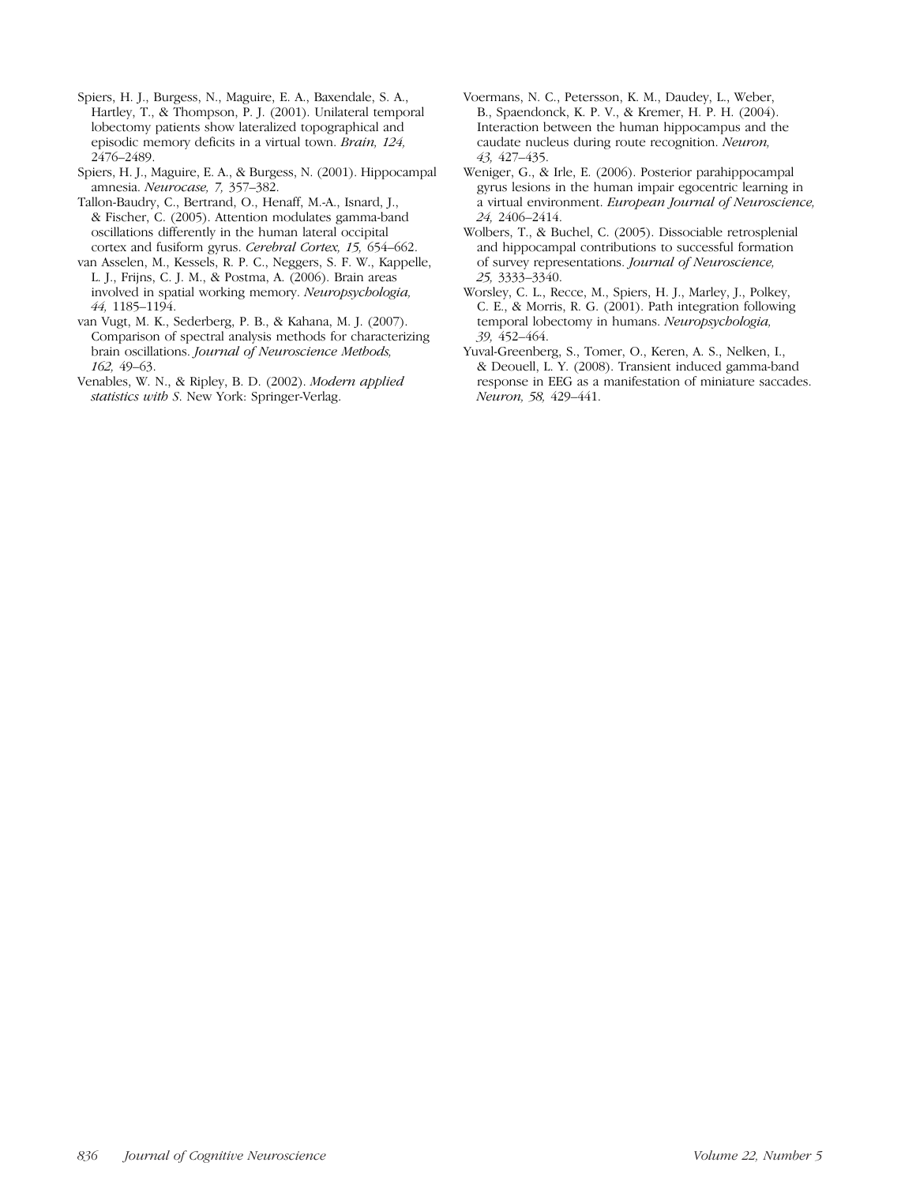Spiers, H. J., Burgess, N., Maguire, E. A., Baxendale, S. A., Hartley, T., & Thompson, P. J. (2001). Unilateral temporal lobectomy patients show lateralized topographical and episodic memory deficits in a virtual town. *Brain, 124,* 2476–2489.

Spiers, H. J., Maguire, E. A., & Burgess, N. (2001). Hippocampal amnesia. *Neurocase, 7,* 357–382.

Tallon-Baudry, C., Bertrand, O., Henaff, M.-A., Isnard, J., & Fischer, C. (2005). Attention modulates gamma-band oscillations differently in the human lateral occipital cortex and fusiform gyrus. *Cerebral Cortex, 15,* 654–662.

van Asselen, M., Kessels, R. P. C., Neggers, S. F. W., Kappelle, L. J., Frijns, C. J. M., & Postma, A. (2006). Brain areas involved in spatial working memory. *Neuropsychologia, 44,* 1185–1194.

van Vugt, M. K., Sederberg, P. B., & Kahana, M. J. (2007). Comparison of spectral analysis methods for characterizing brain oscillations. *Journal of Neuroscience Methods, 162,* 49–63.

Venables, W. N., & Ripley, B. D. (2002). *Modern applied statistics with S*. New York: Springer-Verlag.

Voermans, N. C., Petersson, K. M., Daudey, L., Weber, B., Spaendonck, K. P. V., & Kremer, H. P. H. (2004). Interaction between the human hippocampus and the caudate nucleus during route recognition. *Neuron, 43,* 427–435.

Weniger, G., & Irle, E. (2006). Posterior parahippocampal gyrus lesions in the human impair egocentric learning in a virtual environment. *European Journal of Neuroscience, 24,* 2406–2414.

Wolbers, T., & Buchel, C. (2005). Dissociable retrosplenial and hippocampal contributions to successful formation of survey representations. *Journal of Neuroscience, 25,* 3333–3340.

Worsley, C. L., Recce, M., Spiers, H. J., Marley, J., Polkey, C. E., & Morris, R. G. (2001). Path integration following temporal lobectomy in humans. *Neuropsychologia, 39,* 452–464.

Yuval-Greenberg, S., Tomer, O., Keren, A. S., Nelken, I., & Deouell, L. Y. (2008). Transient induced gamma-band response in EEG as a manifestation of miniature saccades. *Neuron, 58,* 429–441.